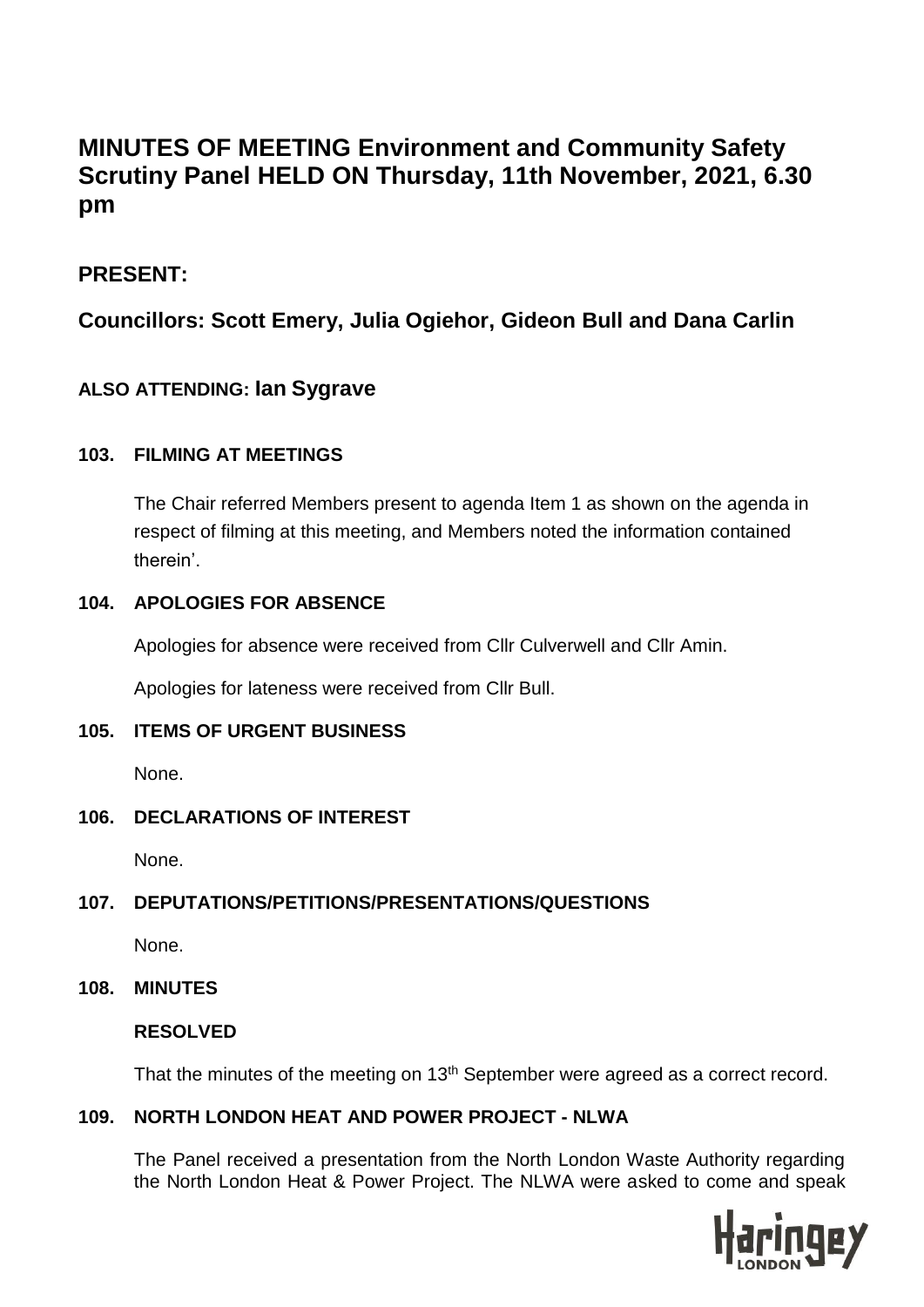# MINUTES OF MEETING Environment and Community Safety Scrutiny Panel HELD ON Thursday, 11th November, 2021, 6.30 pm

## PRESENT:

## Councillors: Scott Emery, Julia Ogiehor, Gideon Bull and Dana Carlin

### ALSO ATTENDING: Ian Sygrave

### 103. FILMING AT MEETINGS

The Chair referred Members present to agenda Item 1 as shown on the agenda in respect of filming at this meeting, and Members noted the information contained therein'.

### 104. APOLOGIES FOR ABSENCE

Apologies for absence were received from Cllr Culverwell and Cllr Amin.

Apologies for lateness were received from Cllr Bull.

### 105. ITEMS OF URGENT BUSINESS

None.

### 106. DECLARATIONS OF INTEREST

None.

### 107. DEPUTATIONS/PETITIONS/PRESENTATIONS/QUESTIONS

None.

### 108. MINUTES

**RESOLVED**

That the minutes of the meeting on 13th September were agreed as a correct record.

### 109. NORTH LONDON HEAT AND POWER PROJECT - NLWA

The Panel received a presentation from the North London Waste Authority regarding the North London Heat & Power Project. The NLWA were asked to come and speak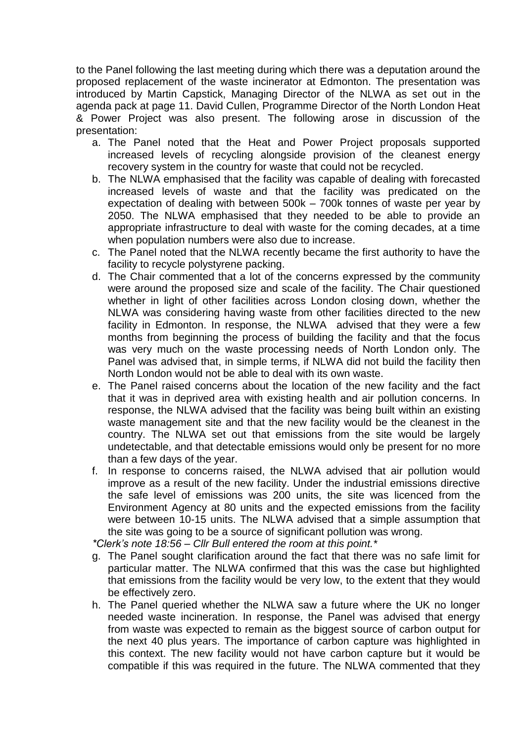to the Panel following the last meeting during which there was a deputation around the proposed replacement of the waste incinerator at Edmonton. The presentation was introduced by Martin Capstick, Managing Director of the NLWA as set out in the agenda pack at page 11. David Cullen, Programme Director of the North London Heat & Power Project was also present. The following arose in discussion of the presentation:

a. The Panel noted that the Heat and Power Project proposals supported increased levels of recycling alongside provision of the cleanest energy recovery system in the country for waste that could not be recycled.
b. The NLWA emphasised that the facility was capable of dealing with forecasted increased levels of waste and that the facility was predicated on the expectation of dealing with between 500k – 700k tonnes of waste per year by 2050. The NLWA emphasised that they needed to be able to provide an appropriate infrastructure to deal with waste for the coming decades, at a time when population numbers were also due to increase.
c. The Panel noted that the NLWA recently became the first authority to have the facility to recycle polystyrene packing.
d. The Chair commented that a lot of the concerns expressed by the community were around the proposed size and scale of the facility. The Chair questioned whether in light of other facilities across London closing down, whether the NLWA was considering having waste from other facilities directed to the new facility in Edmonton. In response, the NLWA advised that they were a few months from beginning the process of building the facility and that the focus was very much on the waste processing needs of North London only. The Panel was advised that, in simple terms, if NLWA did not build the facility then North London would not be able to deal with its own waste.
e. The Panel raised concerns about the location of the new facility and the fact that it was in deprived area with existing health and air pollution concerns. In response, the NLWA advised that the facility was being built within an existing waste management site and that the new facility would be the cleanest in the country. The NLWA set out that emissions from the site would be largely undetectable, and that detectable emissions would only be present for no more than a few days of the year.
f. In response to concerns raised, the NLWA advised that air pollution would improve as a result of the new facility. Under the industrial emissions directive the safe level of emissions was 200 units, the site was licenced from the Environment Agency at 80 units and the expected emissions from the facility were between 10-15 units. The NLWA advised that a simple assumption that the site was going to be a source of significant pollution was wrong.

*\*Clerk's note 18:56 – Cllr Bull entered the room at this point.\**

g. The Panel sought clarification around the fact that there was no safe limit for particular matter. The NLWA confirmed that this was the case but highlighted that emissions from the facility would be very low, to the extent that they would be effectively zero.
h. The Panel queried whether the NLWA saw a future where the UK no longer needed waste incineration. In response, the Panel was advised that energy from waste was expected to remain as the biggest source of carbon output for the next 40 plus years. The importance of carbon capture was highlighted in this context. The new facility would not have carbon capture but it would be compatible if this was required in the future. The NLWA commented that they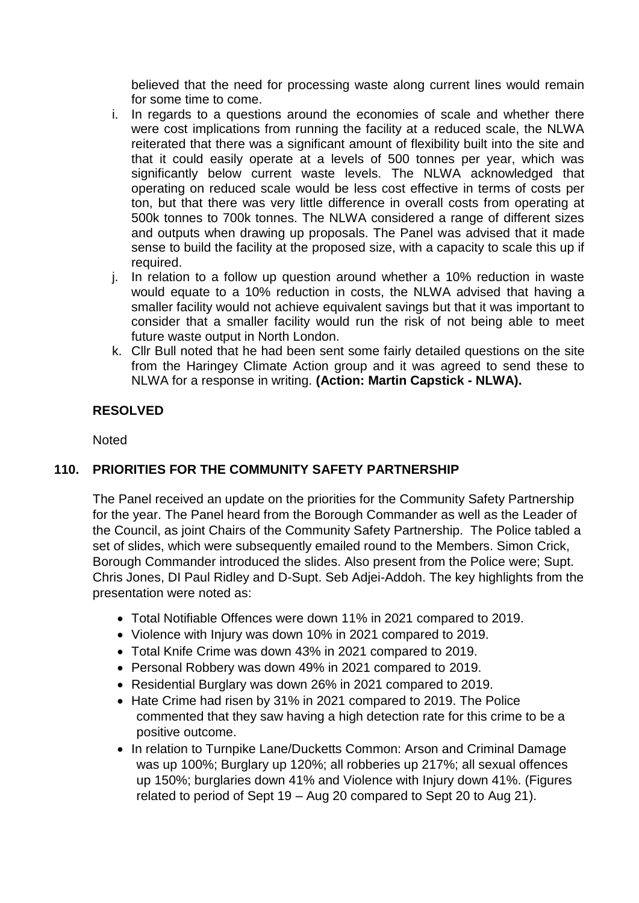believed that the need for processing waste along current lines would remain for some time to come.

i. In regards to a questions around the economies of scale and whether there were cost implications from running the facility at a reduced scale, the NLWA reiterated that there was a significant amount of flexibility built into the site and that it could easily operate at a levels of 500 tonnes per year, which was significantly below current waste levels. The NLWA acknowledged that operating on reduced scale would be less cost effective in terms of costs per ton, but that there was very little difference in overall costs from operating at 500k tonnes to 700k tonnes. The NLWA considered a range of different sizes and outputs when drawing up proposals. The Panel was advised that it made sense to build the facility at the proposed size, with a capacity to scale this up if required.
j. In relation to a follow up question around whether a 10% reduction in waste would equate to a 10% reduction in costs, the NLWA advised that having a smaller facility would not achieve equivalent savings but that it was important to consider that a smaller facility would run the risk of not being able to meet future waste output in North London.
k. Cllr Bull noted that he had been sent some fairly detailed questions on the site from the Haringey Climate Action group and it was agreed to send these to NLWA for a response in writing. **(Action: Martin Capstick - NLWA).**

**RESOLVED**

Noted

## 110. PRIORITIES FOR THE COMMUNITY SAFETY PARTNERSHIP

The Panel received an update on the priorities for the Community Safety Partnership for the year. The Panel heard from the Borough Commander as well as the Leader of the Council, as joint Chairs of the Community Safety Partnership. The Police tabled a set of slides, which were subsequently emailed round to the Members. Simon Crick, Borough Commander introduced the slides. Also present from the Police were; Supt. Chris Jones, DI Paul Ridley and D-Supt. Seb Adjei-Addoh. The key highlights from the presentation were noted as:

- Total Notifiable Offences were down 11% in 2021 compared to 2019.
- Violence with Injury was down 10% in 2021 compared to 2019.
- Total Knife Crime was down 43% in 2021 compared to 2019.
- Personal Robbery was down 49% in 2021 compared to 2019.
- Residential Burglary was down 26% in 2021 compared to 2019.
- Hate Crime had risen by 31% in 2021 compared to 2019. The Police commented that they saw having a high detection rate for this crime to be a positive outcome.
- In relation to Turnpike Lane/Ducketts Common: Arson and Criminal Damage was up 100%; Burglary up 120%; all robberies up 217%; all sexual offences up 150%; burglaries down 41% and Violence with Injury down 41%. (Figures related to period of Sept 19 – Aug 20 compared to Sept 20 to Aug 21).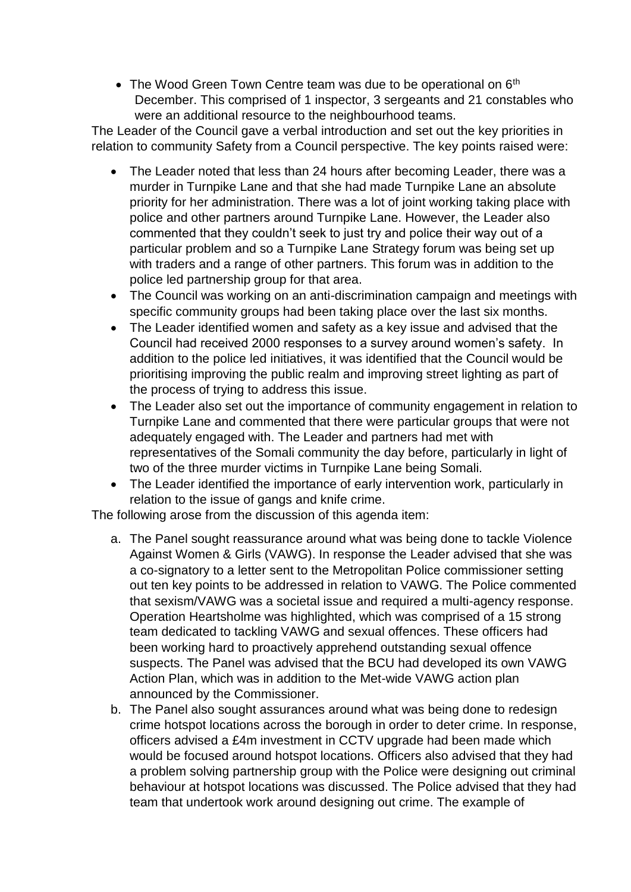- The Wood Green Town Centre team was due to be operational on 6th December. This comprised of 1 inspector, 3 sergeants and 21 constables who were an additional resource to the neighbourhood teams.

The Leader of the Council gave a verbal introduction and set out the key priorities in relation to community Safety from a Council perspective. The key points raised were:

- The Leader noted that less than 24 hours after becoming Leader, there was a murder in Turnpike Lane and that she had made Turnpike Lane an absolute priority for her administration. There was a lot of joint working taking place with police and other partners around Turnpike Lane. However, the Leader also commented that they couldn't seek to just try and police their way out of a particular problem and so a Turnpike Lane Strategy forum was being set up with traders and a range of other partners. This forum was in addition to the police led partnership group for that area.
- The Council was working on an anti-discrimination campaign and meetings with specific community groups had been taking place over the last six months.
- The Leader identified women and safety as a key issue and advised that the Council had received 2000 responses to a survey around women's safety. In addition to the police led initiatives, it was identified that the Council would be prioritising improving the public realm and improving street lighting as part of the process of trying to address this issue.
- The Leader also set out the importance of community engagement in relation to Turnpike Lane and commented that there were particular groups that were not adequately engaged with. The Leader and partners had met with representatives of the Somali community the day before, particularly in light of two of the three murder victims in Turnpike Lane being Somali.
- The Leader identified the importance of early intervention work, particularly in relation to the issue of gangs and knife crime.

The following arose from the discussion of this agenda item:

a. The Panel sought reassurance around what was being done to tackle Violence Against Women & Girls (VAWG). In response the Leader advised that she was a co-signatory to a letter sent to the Metropolitan Police commissioner setting out ten key points to be addressed in relation to VAWG. The Police commented that sexism/VAWG was a societal issue and required a multi-agency response. Operation Heartsholme was highlighted, which was comprised of a 15 strong team dedicated to tackling VAWG and sexual offences. These officers had been working hard to proactively apprehend outstanding sexual offence suspects. The Panel was advised that the BCU had developed its own VAWG Action Plan, which was in addition to the Met-wide VAWG action plan announced by the Commissioner.
b. The Panel also sought assurances around what was being done to redesign crime hotspot locations across the borough in order to deter crime. In response, officers advised a £4m investment in CCTV upgrade had been made which would be focused around hotspot locations. Officers also advised that they had a problem solving partnership group with the Police were designing out criminal behaviour at hotspot locations was discussed. The Police advised that they had team that undertook work around designing out crime. The example of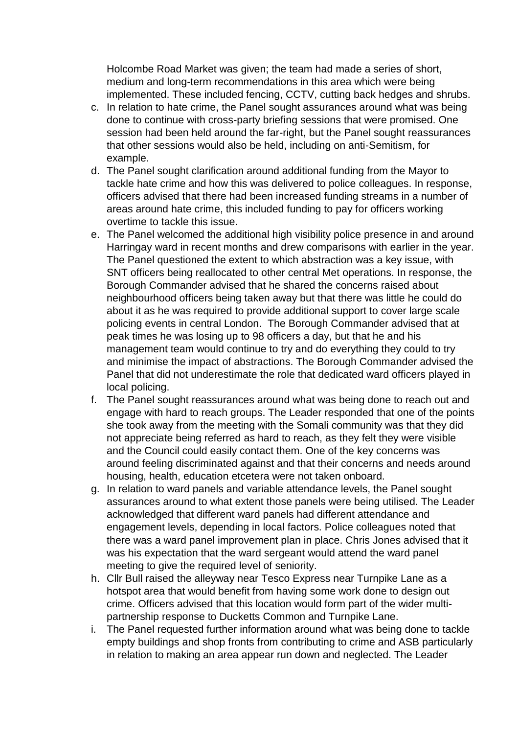Holcombe Road Market was given; the team had made a series of short, medium and long-term recommendations in this area which were being implemented. These included fencing, CCTV, cutting back hedges and shrubs.

c. In relation to hate crime, the Panel sought assurances around what was being done to continue with cross-party briefing sessions that were promised. One session had been held around the far-right, but the Panel sought reassurances that other sessions would also be held, including on anti-Semitism, for example.

d. The Panel sought clarification around additional funding from the Mayor to tackle hate crime and how this was delivered to police colleagues. In response, officers advised that there had been increased funding streams in a number of areas around hate crime, this included funding to pay for officers working overtime to tackle this issue.

e. The Panel welcomed the additional high visibility police presence in and around Harringay ward in recent months and drew comparisons with earlier in the year. The Panel questioned the extent to which abstraction was a key issue, with SNT officers being reallocated to other central Met operations. In response, the Borough Commander advised that he shared the concerns raised about neighbourhood officers being taken away but that there was little he could do about it as he was required to provide additional support to cover large scale policing events in central London. The Borough Commander advised that at peak times he was losing up to 98 officers a day, but that he and his management team would continue to try and do everything they could to try and minimise the impact of abstractions. The Borough Commander advised the Panel that did not underestimate the role that dedicated ward officers played in local policing.

f. The Panel sought reassurances around what was being done to reach out and engage with hard to reach groups. The Leader responded that one of the points she took away from the meeting with the Somali community was that they did not appreciate being referred as hard to reach, as they felt they were visible and the Council could easily contact them. One of the key concerns was around feeling discriminated against and that their concerns and needs around housing, health, education etcetera were not taken onboard.

g. In relation to ward panels and variable attendance levels, the Panel sought assurances around to what extent those panels were being utilised. The Leader acknowledged that different ward panels had different attendance and engagement levels, depending in local factors. Police colleagues noted that there was a ward panel improvement plan in place. Chris Jones advised that it was his expectation that the ward sergeant would attend the ward panel meeting to give the required level of seniority.

h. Cllr Bull raised the alleyway near Tesco Express near Turnpike Lane as a hotspot area that would benefit from having some work done to design out crime. Officers advised that this location would form part of the wider multi-partnership response to Ducketts Common and Turnpike Lane.

i. The Panel requested further information around what was being done to tackle empty buildings and shop fronts from contributing to crime and ASB particularly in relation to making an area appear run down and neglected. The Leader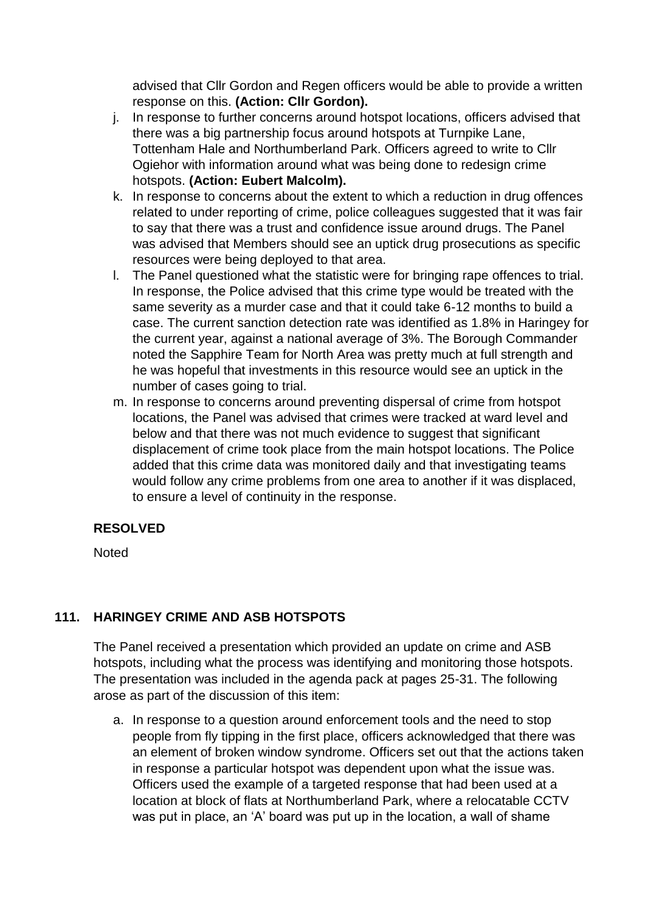advised that Cllr Gordon and Regen officers would be able to provide a written response on this. **(Action: Cllr Gordon).**

j. In response to further concerns around hotspot locations, officers advised that there was a big partnership focus around hotspots at Turnpike Lane, Tottenham Hale and Northumberland Park. Officers agreed to write to Cllr Ogiehor with information around what was being done to redesign crime hotspots. **(Action: Eubert Malcolm).**

k. In response to concerns about the extent to which a reduction in drug offences related to under reporting of crime, police colleagues suggested that it was fair to say that there was a trust and confidence issue around drugs. The Panel was advised that Members should see an uptick drug prosecutions as specific resources were being deployed to that area.

l. The Panel questioned what the statistic were for bringing rape offences to trial. In response, the Police advised that this crime type would be treated with the same severity as a murder case and that it could take 6-12 months to build a case. The current sanction detection rate was identified as 1.8% in Haringey for the current year, against a national average of 3%. The Borough Commander noted the Sapphire Team for North Area was pretty much at full strength and he was hopeful that investments in this resource would see an uptick in the number of cases going to trial.

m. In response to concerns around preventing dispersal of crime from hotspot locations, the Panel was advised that crimes were tracked at ward level and below and that there was not much evidence to suggest that significant displacement of crime took place from the main hotspot locations. The Police added that this crime data was monitored daily and that investigating teams would follow any crime problems from one area to another if it was displaced, to ensure a level of continuity in the response.

**RESOLVED**

Noted

## 111. HARINGEY CRIME AND ASB HOTSPOTS

The Panel received a presentation which provided an update on crime and ASB hotspots, including what the process was identifying and monitoring those hotspots. The presentation was included in the agenda pack at pages 25-31. The following arose as part of the discussion of this item:

a. In response to a question around enforcement tools and the need to stop people from fly tipping in the first place, officers acknowledged that there was an element of broken window syndrome. Officers set out that the actions taken in response a particular hotspot was dependent upon what the issue was. Officers used the example of a targeted response that had been used at a location at block of flats at Northumberland Park, where a relocatable CCTV was put in place, an 'A' board was put up in the location, a wall of shame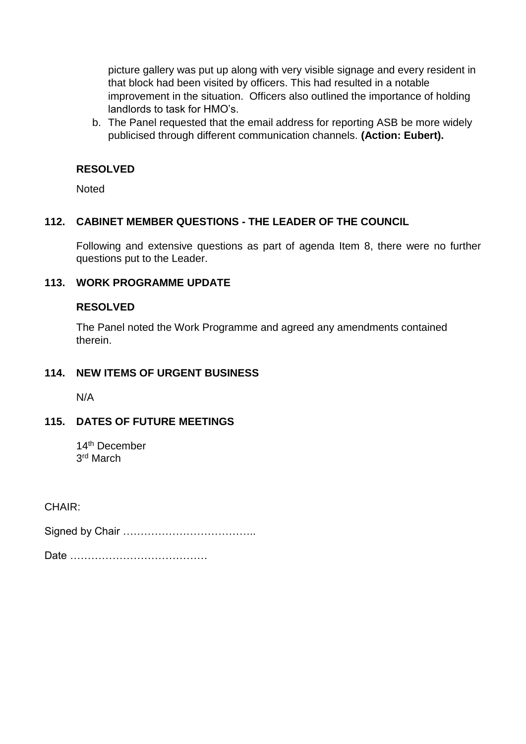picture gallery was put up along with very visible signage and every resident in that block had been visited by officers. This had resulted in a notable improvement in the situation. Officers also outlined the importance of holding landlords to task for HMO's.

b. The Panel requested that the email address for reporting ASB be more widely publicised through different communication channels. **(Action: Eubert).**

**RESOLVED**

Noted

## 112. CABINET MEMBER QUESTIONS - THE LEADER OF THE COUNCIL

Following and extensive questions as part of agenda Item 8, there were no further questions put to the Leader.

## 113. WORK PROGRAMME UPDATE

**RESOLVED**

The Panel noted the Work Programme and agreed any amendments contained therein.

## 114. NEW ITEMS OF URGENT BUSINESS

N/A

## 115. DATES OF FUTURE MEETINGS

14th December
3rd March

CHAIR:

Signed by Chair ………………………………..

Date …………………………………